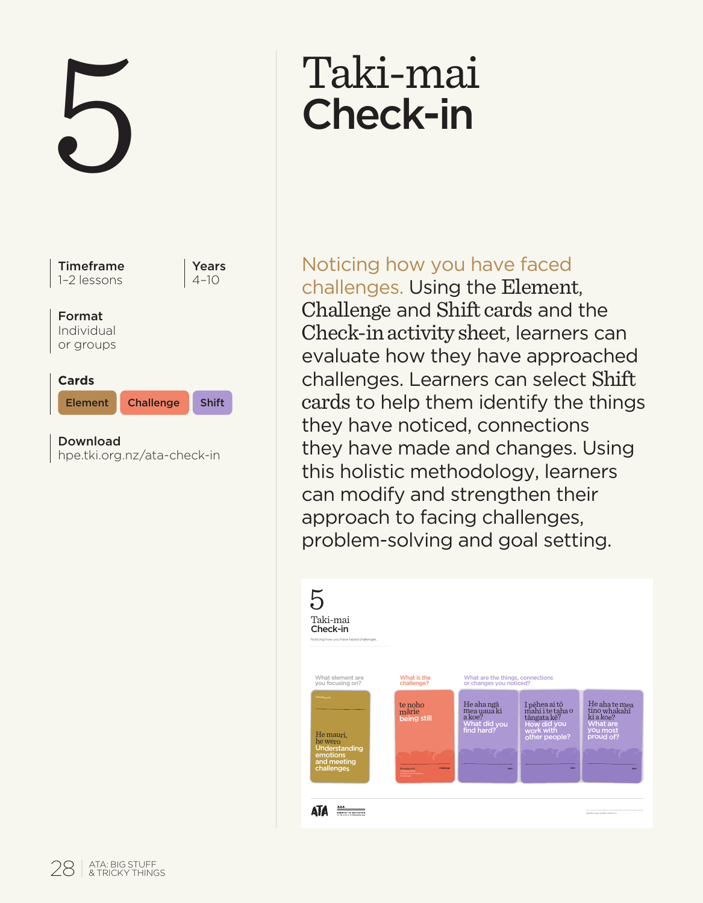# 5

# Taki-mai Check-in

**Timeframe**
1–2 lessons

**Years**
4–10

**Format**
Individual or groups

**Cards**
Element · Challenge · Shift

**Download**
hpe.tki.org.nz/ata-check-in

Noticing how you have faced challenges. Using the Element, Challenge and Shift cards and the Check-in activity sheet, learners can evaluate how they have approached challenges. Learners can select Shift cards to help them identify the things they have noticed, connections they have made and changes. Using this holistic methodology, learners can modify and strengthen their approach to facing challenges, problem-solving and goal setting.

5

Taki-mai
Check-in

Noticing how you have faced challenges.

What element are you focusing on?

He mauri, he wero
Understanding emotions and meeting challenges

What is the challenge?

te noho mārie
being still

What are the things, connections or changes you noticed?

He aha ngā mea uaua ki a koe?
What did you find hard?

I pēhea ai tō mahi i te taha o tāngata kē?
How did you work with other people?

He aha te mea tino whakahī ki a koe?
What are you most proud of?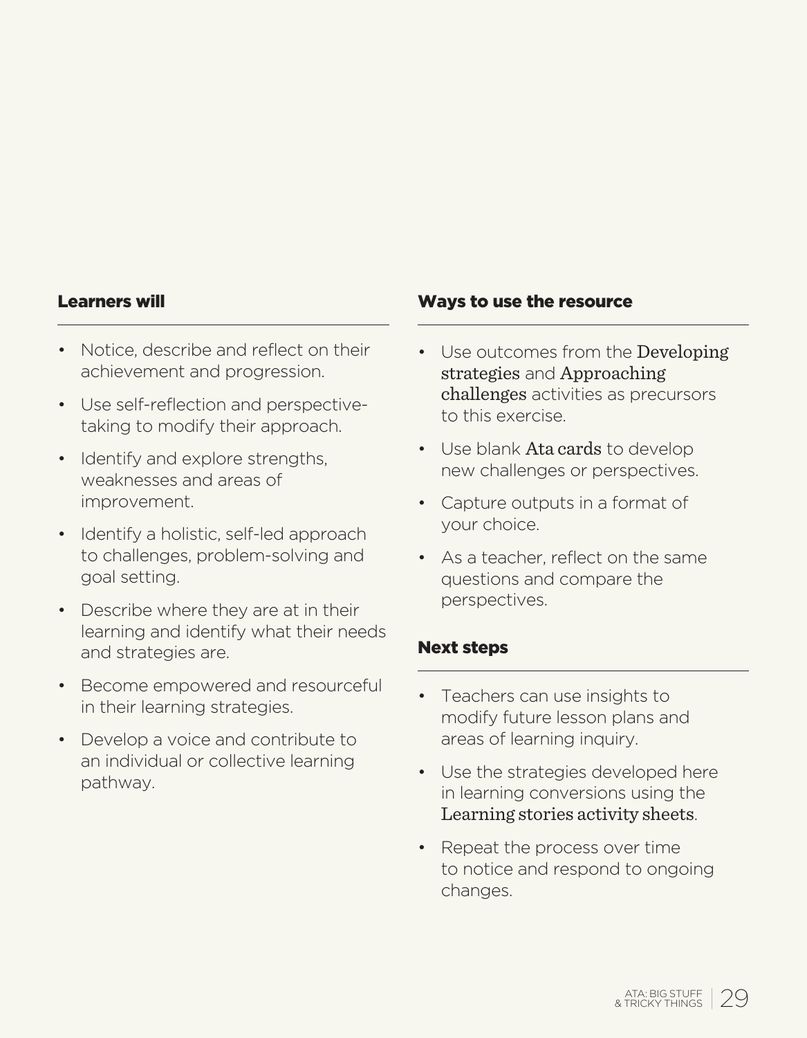## Learners will

- Notice, describe and reflect on their achievement and progression.
- Use self-reflection and perspective-taking to modify their approach.
- Identify and explore strengths, weaknesses and areas of improvement.
- Identify a holistic, self-led approach to challenges, problem-solving and goal setting.
- Describe where they are at in their learning and identify what their needs and strategies are.
- Become empowered and resourceful in their learning strategies.
- Develop a voice and contribute to an individual or collective learning pathway.

## Ways to use the resource

- Use outcomes from the Developing strategies and Approaching challenges activities as precursors to this exercise.
- Use blank Ata cards to develop new challenges or perspectives.
- Capture outputs in a format of your choice.
- As a teacher, reflect on the same questions and compare the perspectives.

## Next steps

- Teachers can use insights to modify future lesson plans and areas of learning inquiry.
- Use the strategies developed here in learning conversions using the Learning stories activity sheets.
- Repeat the process over time to notice and respond to ongoing changes.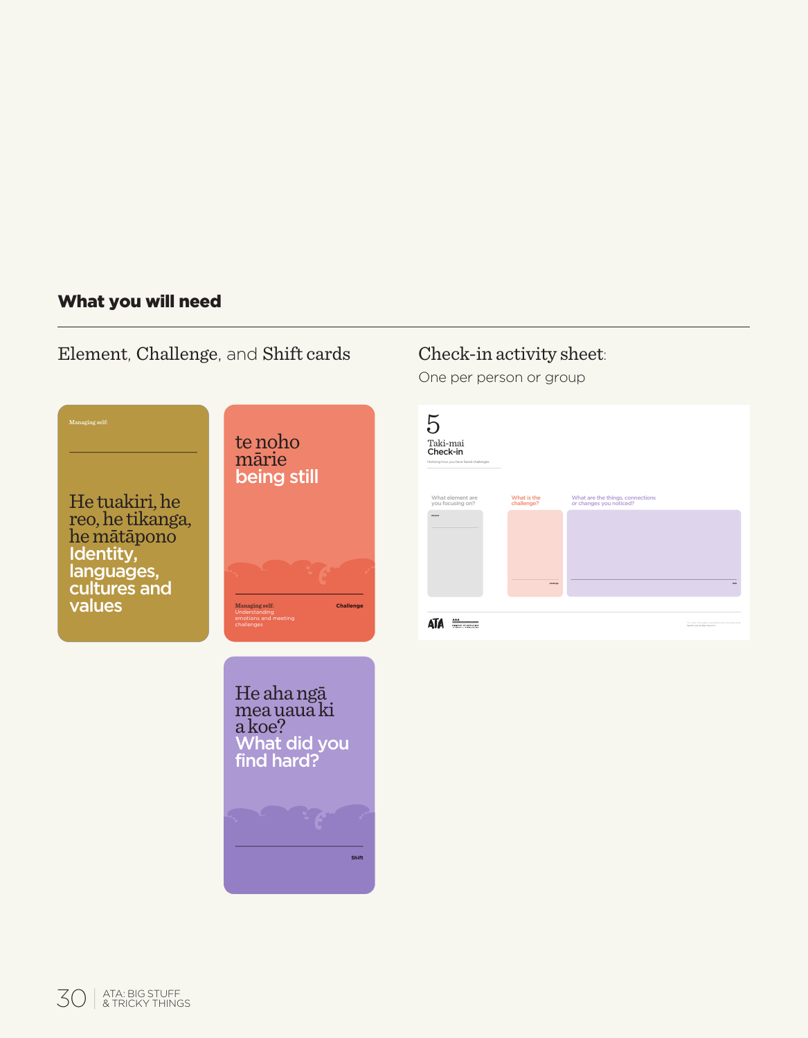## What you will need

Element, Challenge, and Shift cards

Managing self:

He tuakiri, he reo, he tikanga, he mātāpono
Identity, languages, cultures and values

te noho mārie
being still

Managing self: Understanding emotions and meeting challenges

Challenge

He aha ngā mea uaua ki a koe?
What did you find hard?

Shift

Check-in activity sheet:

One per person or group

5

Taki-mai
Check-in

Noticing how you have faced challenges

What element are you focusing on?

What is the challenge?

What are the things, connections or changes you noticed?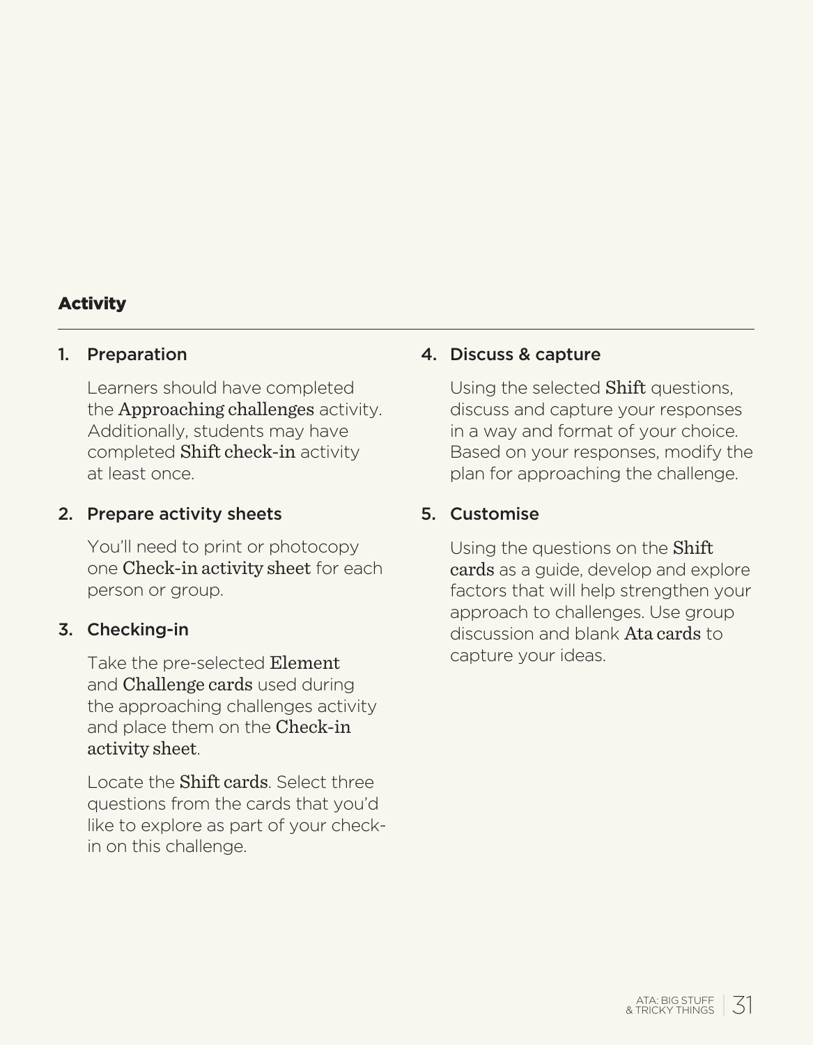## Activity

1. **Preparation**

   Learners should have completed the Approaching challenges activity. Additionally, students may have completed Shift check-in activity at least once.

2. **Prepare activity sheets**

   You'll need to print or photocopy one Check-in activity sheet for each person or group.

3. **Checking-in**

   Take the pre-selected Element and Challenge cards used during the approaching challenges activity and place them on the Check-in activity sheet.

   Locate the Shift cards. Select three questions from the cards that you'd like to explore as part of your check-in on this challenge.

4. **Discuss & capture**

   Using the selected Shift questions, discuss and capture your responses in a way and format of your choice. Based on your responses, modify the plan for approaching the challenge.

5. **Customise**

   Using the questions on the Shift cards as a guide, develop and explore factors that will help strengthen your approach to challenges. Use group discussion and blank Ata cards to capture your ideas.